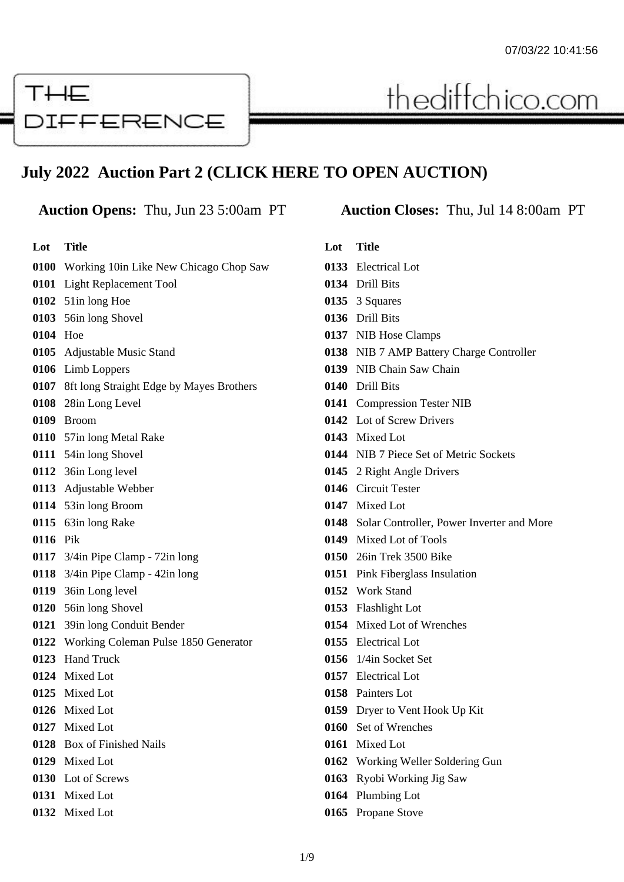THE DIFFERENCE

thediffchico.com

## July 2022 Auction Part 2 (CLICK HERE TO OPEN AUCTION)

**Auction Opens:** Thu, Jun 23 5:00am PT **Auction Closes:** Thu, Jul 14 8:00am PT

| Lot | Title |
|---|---|
| 0100 | Working 10in Like New Chicago Chop Saw |
| 0101 | Light Replacement Tool |
| 0102 | 51in long Hoe |
| 0103 | 56in long Shovel |
| 0104 | Hoe |
| 0105 | Adjustable Music Stand |
| 0106 | Limb Loppers |
| 0107 | 8ft long Straight Edge by Mayes Brothers |
| 0108 | 28in Long Level |
| 0109 | Broom |
| 0110 | 57in long Metal Rake |
| 0111 | 54in long Shovel |
| 0112 | 36in Long level |
| 0113 | Adjustable Webber |
| 0114 | 53in long Broom |
| 0115 | 63in long Rake |
| 0116 | Pik |
| 0117 | 3/4in Pipe Clamp - 72in long |
| 0118 | 3/4in Pipe Clamp - 42in long |
| 0119 | 36in Long level |
| 0120 | 56in long Shovel |
| 0121 | 39in long Conduit Bender |
| 0122 | Working Coleman Pulse 1850 Generator |
| 0123 | Hand Truck |
| 0124 | Mixed Lot |
| 0125 | Mixed Lot |
| 0126 | Mixed Lot |
| 0127 | Mixed Lot |
| 0128 | Box of Finished Nails |
| 0129 | Mixed Lot |
| 0130 | Lot of Screws |
| 0131 | Mixed Lot |
| 0132 | Mixed Lot |
| 0133 | Electrical Lot |
| 0134 | Drill Bits |
| 0135 | 3 Squares |
| 0136 | Drill Bits |
| 0137 | NIB Hose Clamps |
| 0138 | NIB 7 AMP Battery Charge Controller |
| 0139 | NIB Chain Saw Chain |
| 0140 | Drill Bits |
| 0141 | Compression Tester NIB |
| 0142 | Lot of Screw Drivers |
| 0143 | Mixed Lot |
| 0144 | NIB 7 Piece Set of Metric Sockets |
| 0145 | 2 Right Angle Drivers |
| 0146 | Circuit Tester |
| 0147 | Mixed Lot |
| 0148 | Solar Controller, Power Inverter and More |
| 0149 | Mixed Lot of Tools |
| 0150 | 26in Trek 3500 Bike |
| 0151 | Pink Fiberglass Insulation |
| 0152 | Work Stand |
| 0153 | Flashlight Lot |
| 0154 | Mixed Lot of Wrenches |
| 0155 | Electrical Lot |
| 0156 | 1/4in Socket Set |
| 0157 | Electrical Lot |
| 0158 | Painters Lot |
| 0159 | Dryer to Vent Hook Up Kit |
| 0160 | Set of Wrenches |
| 0161 | Mixed Lot |
| 0162 | Working Weller Soldering Gun |
| 0163 | Ryobi Working Jig Saw |
| 0164 | Plumbing Lot |
| 0165 | Propane Stove |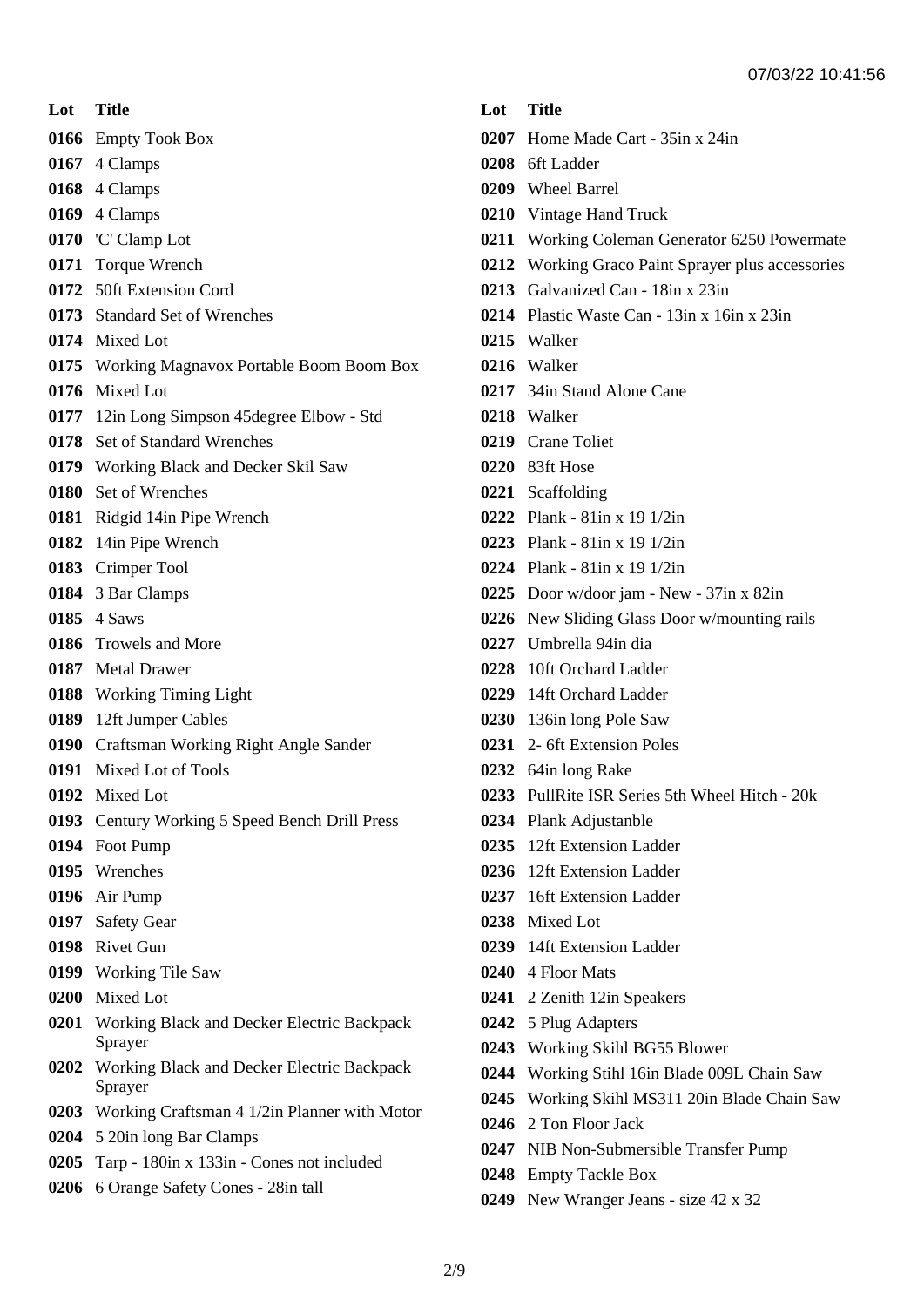| Lot | Title |
| --- | --- |
| 0166 | Empty Took Box |
| 0167 | 4 Clamps |
| 0168 | 4 Clamps |
| 0169 | 4 Clamps |
| 0170 | 'C' Clamp Lot |
| 0171 | Torque Wrench |
| 0172 | 50ft Extension Cord |
| 0173 | Standard Set of Wrenches |
| 0174 | Mixed Lot |
| 0175 | Working Magnavox Portable Boom Boom Box |
| 0176 | Mixed Lot |
| 0177 | 12in Long Simpson 45degree Elbow - Std |
| 0178 | Set of Standard Wrenches |
| 0179 | Working Black and Decker Skil Saw |
| 0180 | Set of Wrenches |
| 0181 | Ridgid 14in Pipe Wrench |
| 0182 | 14in Pipe Wrench |
| 0183 | Crimper Tool |
| 0184 | 3 Bar Clamps |
| 0185 | 4 Saws |
| 0186 | Trowels and More |
| 0187 | Metal Drawer |
| 0188 | Working Timing Light |
| 0189 | 12ft Jumper Cables |
| 0190 | Craftsman Working Right Angle Sander |
| 0191 | Mixed Lot of Tools |
| 0192 | Mixed Lot |
| 0193 | Century Working 5 Speed Bench Drill Press |
| 0194 | Foot Pump |
| 0195 | Wrenches |
| 0196 | Air Pump |
| 0197 | Safety Gear |
| 0198 | Rivet Gun |
| 0199 | Working Tile Saw |
| 0200 | Mixed Lot |
| 0201 | Working Black and Decker Electric Backpack Sprayer |
| 0202 | Working Black and Decker Electric Backpack Sprayer |
| 0203 | Working Craftsman 4 1/2in Planner with Motor |
| 0204 | 5 20in long Bar Clamps |
| 0205 | Tarp - 180in x 133in - Cones not included |
| 0206 | 6 Orange Safety Cones - 28in tall |
| 0207 | Home Made Cart - 35in x 24in |
| 0208 | 6ft Ladder |
| 0209 | Wheel Barrel |
| 0210 | Vintage Hand Truck |
| 0211 | Working Coleman Generator 6250 Powermate |
| 0212 | Working Graco Paint Sprayer plus accessories |
| 0213 | Galvanized Can - 18in x 23in |
| 0214 | Plastic Waste Can - 13in x 16in x 23in |
| 0215 | Walker |
| 0216 | Walker |
| 0217 | 34in Stand Alone Cane |
| 0218 | Walker |
| 0219 | Crane Toliet |
| 0220 | 83ft Hose |
| 0221 | Scaffolding |
| 0222 | Plank - 81in x 19 1/2in |
| 0223 | Plank - 81in x 19 1/2in |
| 0224 | Plank - 81in x 19 1/2in |
| 0225 | Door w/door jam - New - 37in x 82in |
| 0226 | New Sliding Glass Door w/mounting rails |
| 0227 | Umbrella 94in dia |
| 0228 | 10ft Orchard Ladder |
| 0229 | 14ft Orchard Ladder |
| 0230 | 136in long Pole Saw |
| 0231 | 2- 6ft Extension Poles |
| 0232 | 64in long Rake |
| 0233 | PullRite ISR Series 5th Wheel Hitch - 20k |
| 0234 | Plank Adjustanble |
| 0235 | 12ft Extension Ladder |
| 0236 | 12ft Extension Ladder |
| 0237 | 16ft Extension Ladder |
| 0238 | Mixed Lot |
| 0239 | 14ft Extension Ladder |
| 0240 | 4 Floor Mats |
| 0241 | 2 Zenith 12in Speakers |
| 0242 | 5 Plug Adapters |
| 0243 | Working Skihl BG55 Blower |
| 0244 | Working Stihl 16in Blade 009L Chain Saw |
| 0245 | Working Skihl MS311 20in Blade Chain Saw |
| 0246 | 2 Ton Floor Jack |
| 0247 | NIB Non-Submersible Transfer Pump |
| 0248 | Empty Tackle Box |
| 0249 | New Wranger Jeans - size 42 x 32 |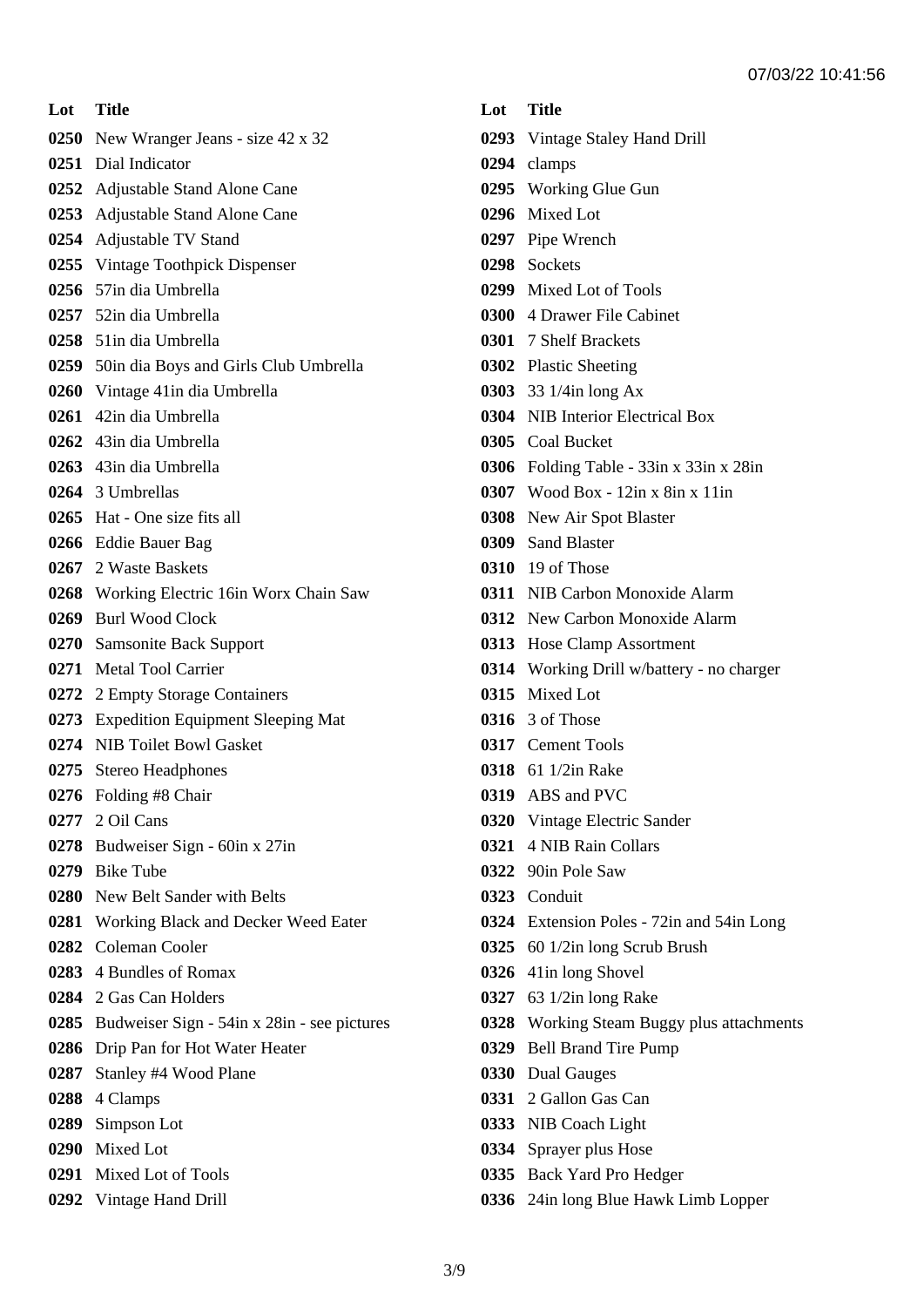| Lot | Title |
| --- | --- |
| 0250 | New Wrangler Jeans - size 42 x 32 |
| 0251 | Dial Indicator |
| 0252 | Adjustable Stand Alone Cane |
| 0253 | Adjustable Stand Alone Cane |
| 0254 | Adjustable TV Stand |
| 0255 | Vintage Toothpick Dispenser |
| 0256 | 57in dia Umbrella |
| 0257 | 52in dia Umbrella |
| 0258 | 51in dia Umbrella |
| 0259 | 50in dia Boys and Girls Club Umbrella |
| 0260 | Vintage 41in dia Umbrella |
| 0261 | 42in dia Umbrella |
| 0262 | 43in dia Umbrella |
| 0263 | 43in dia Umbrella |
| 0264 | 3 Umbrellas |
| 0265 | Hat - One size fits all |
| 0266 | Eddie Bauer Bag |
| 0267 | 2 Waste Baskets |
| 0268 | Working Electric 16in Worx Chain Saw |
| 0269 | Burl Wood Clock |
| 0270 | Samsonite Back Support |
| 0271 | Metal Tool Carrier |
| 0272 | 2 Empty Storage Containers |
| 0273 | Expedition Equipment Sleeping Mat |
| 0274 | NIB Toilet Bowl Gasket |
| 0275 | Stereo Headphones |
| 0276 | Folding #8 Chair |
| 0277 | 2 Oil Cans |
| 0278 | Budweiser Sign - 60in x 27in |
| 0279 | Bike Tube |
| 0280 | New Belt Sander with Belts |
| 0281 | Working Black and Decker Weed Eater |
| 0282 | Coleman Cooler |
| 0283 | 4 Bundles of Romax |
| 0284 | 2 Gas Can Holders |
| 0285 | Budweiser Sign - 54in x 28in - see pictures |
| 0286 | Drip Pan for Hot Water Heater |
| 0287 | Stanley #4 Wood Plane |
| 0288 | 4 Clamps |
| 0289 | Simpson Lot |
| 0290 | Mixed Lot |
| 0291 | Mixed Lot of Tools |
| 0292 | Vintage Hand Drill |

| Lot | Title |
| --- | --- |
| 0293 | Vintage Staley Hand Drill |
| 0294 | clamps |
| 0295 | Working Glue Gun |
| 0296 | Mixed Lot |
| 0297 | Pipe Wrench |
| 0298 | Sockets |
| 0299 | Mixed Lot of Tools |
| 0300 | 4 Drawer File Cabinet |
| 0301 | 7 Shelf Brackets |
| 0302 | Plastic Sheeting |
| 0303 | 33 1/4in long Ax |
| 0304 | NIB Interior Electrical Box |
| 0305 | Coal Bucket |
| 0306 | Folding Table - 33in x 33in x 28in |
| 0307 | Wood Box - 12in x 8in x 11in |
| 0308 | New Air Spot Blaster |
| 0309 | Sand Blaster |
| 0310 | 19 of Those |
| 0311 | NIB Carbon Monoxide Alarm |
| 0312 | New Carbon Monoxide Alarm |
| 0313 | Hose Clamp Assortment |
| 0314 | Working Drill w/battery - no charger |
| 0315 | Mixed Lot |
| 0316 | 3 of Those |
| 0317 | Cement Tools |
| 0318 | 61 1/2in Rake |
| 0319 | ABS and PVC |
| 0320 | Vintage Electric Sander |
| 0321 | 4 NIB Rain Collars |
| 0322 | 90in Pole Saw |
| 0323 | Conduit |
| 0324 | Extension Poles - 72in and 54in Long |
| 0325 | 60 1/2in long Scrub Brush |
| 0326 | 41in long Shovel |
| 0327 | 63 1/2in long Rake |
| 0328 | Working Steam Buggy plus attachments |
| 0329 | Bell Brand Tire Pump |
| 0330 | Dual Gauges |
| 0331 | 2 Gallon Gas Can |
| 0333 | NIB Coach Light |
| 0334 | Sprayer plus Hose |
| 0335 | Back Yard Pro Hedger |
| 0336 | 24in long Blue Hawk Limb Lopper |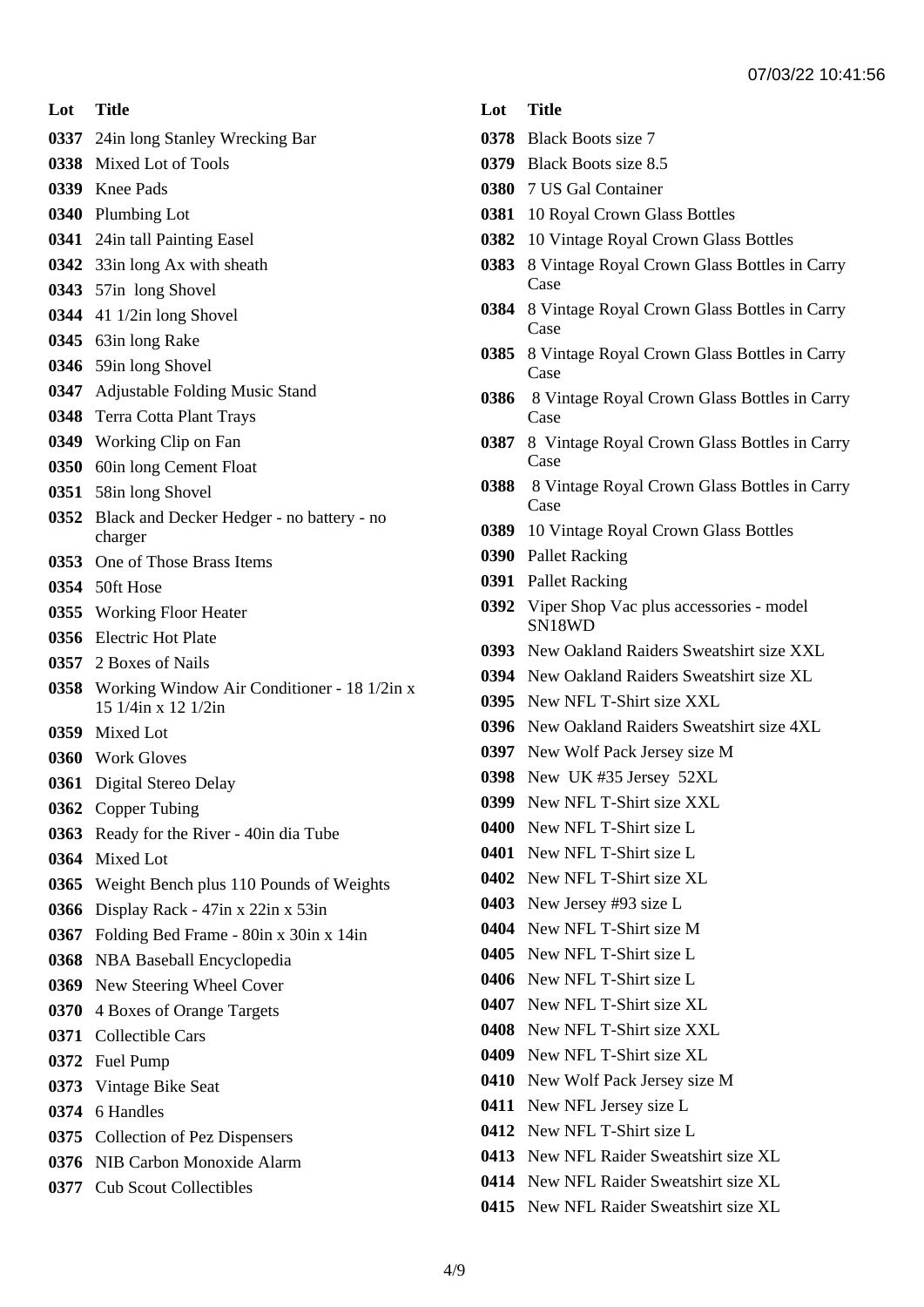| Lot | Title |
|---|---|
| 0337 | 24in long Stanley Wrecking Bar |
| 0338 | Mixed Lot of Tools |
| 0339 | Knee Pads |
| 0340 | Plumbing Lot |
| 0341 | 24in tall Painting Easel |
| 0342 | 33in long Ax with sheath |
| 0343 | 57in long Shovel |
| 0344 | 41 1/2in long Shovel |
| 0345 | 63in long Rake |
| 0346 | 59in long Shovel |
| 0347 | Adjustable Folding Music Stand |
| 0348 | Terra Cotta Plant Trays |
| 0349 | Working Clip on Fan |
| 0350 | 60in long Cement Float |
| 0351 | 58in long Shovel |
| 0352 | Black and Decker Hedger - no battery - no charger |
| 0353 | One of Those Brass Items |
| 0354 | 50ft Hose |
| 0355 | Working Floor Heater |
| 0356 | Electric Hot Plate |
| 0357 | 2 Boxes of Nails |
| 0358 | Working Window Air Conditioner - 18 1/2in x 15 1/4in x 12 1/2in |
| 0359 | Mixed Lot |
| 0360 | Work Gloves |
| 0361 | Digital Stereo Delay |
| 0362 | Copper Tubing |
| 0363 | Ready for the River - 40in dia Tube |
| 0364 | Mixed Lot |
| 0365 | Weight Bench plus 110 Pounds of Weights |
| 0366 | Display Rack - 47in x 22in x 53in |
| 0367 | Folding Bed Frame - 80in x 30in x 14in |
| 0368 | NBA Baseball Encyclopedia |
| 0369 | New Steering Wheel Cover |
| 0370 | 4 Boxes of Orange Targets |
| 0371 | Collectible Cars |
| 0372 | Fuel Pump |
| 0373 | Vintage Bike Seat |
| 0374 | 6 Handles |
| 0375 | Collection of Pez Dispensers |
| 0376 | NIB Carbon Monoxide Alarm |
| 0377 | Cub Scout Collectibles |
| 0378 | Black Boots size 7 |
| 0379 | Black Boots size 8.5 |
| 0380 | 7 US Gal Container |
| 0381 | 10 Royal Crown Glass Bottles |
| 0382 | 10 Vintage Royal Crown Glass Bottles |
| 0383 | 8 Vintage Royal Crown Glass Bottles in Carry Case |
| 0384 | 8 Vintage Royal Crown Glass Bottles in Carry Case |
| 0385 | 8 Vintage Royal Crown Glass Bottles in Carry Case |
| 0386 | 8 Vintage Royal Crown Glass Bottles in Carry Case |
| 0387 | 8 Vintage Royal Crown Glass Bottles in Carry Case |
| 0388 | 8 Vintage Royal Crown Glass Bottles in Carry Case |
| 0389 | 10 Vintage Royal Crown Glass Bottles |
| 0390 | Pallet Racking |
| 0391 | Pallet Racking |
| 0392 | Viper Shop Vac plus accessories - model SN18WD |
| 0393 | New Oakland Raiders Sweatshirt size XXL |
| 0394 | New Oakland Raiders Sweatshirt size XL |
| 0395 | New NFL T-Shirt size XXL |
| 0396 | New Oakland Raiders Sweatshirt size 4XL |
| 0397 | New Wolf Pack Jersey size M |
| 0398 | New UK #35 Jersey 52XL |
| 0399 | New NFL T-Shirt size XXL |
| 0400 | New NFL T-Shirt size L |
| 0401 | New NFL T-Shirt size L |
| 0402 | New NFL T-Shirt size XL |
| 0403 | New Jersey #93 size L |
| 0404 | New NFL T-Shirt size M |
| 0405 | New NFL T-Shirt size L |
| 0406 | New NFL T-Shirt size L |
| 0407 | New NFL T-Shirt size XL |
| 0408 | New NFL T-Shirt size XXL |
| 0409 | New NFL T-Shirt size XL |
| 0410 | New Wolf Pack Jersey size M |
| 0411 | New NFL Jersey size L |
| 0412 | New NFL T-Shirt size L |
| 0413 | New NFL Raider Sweatshirt size XL |
| 0414 | New NFL Raider Sweatshirt size XL |
| 0415 | New NFL Raider Sweatshirt size XL |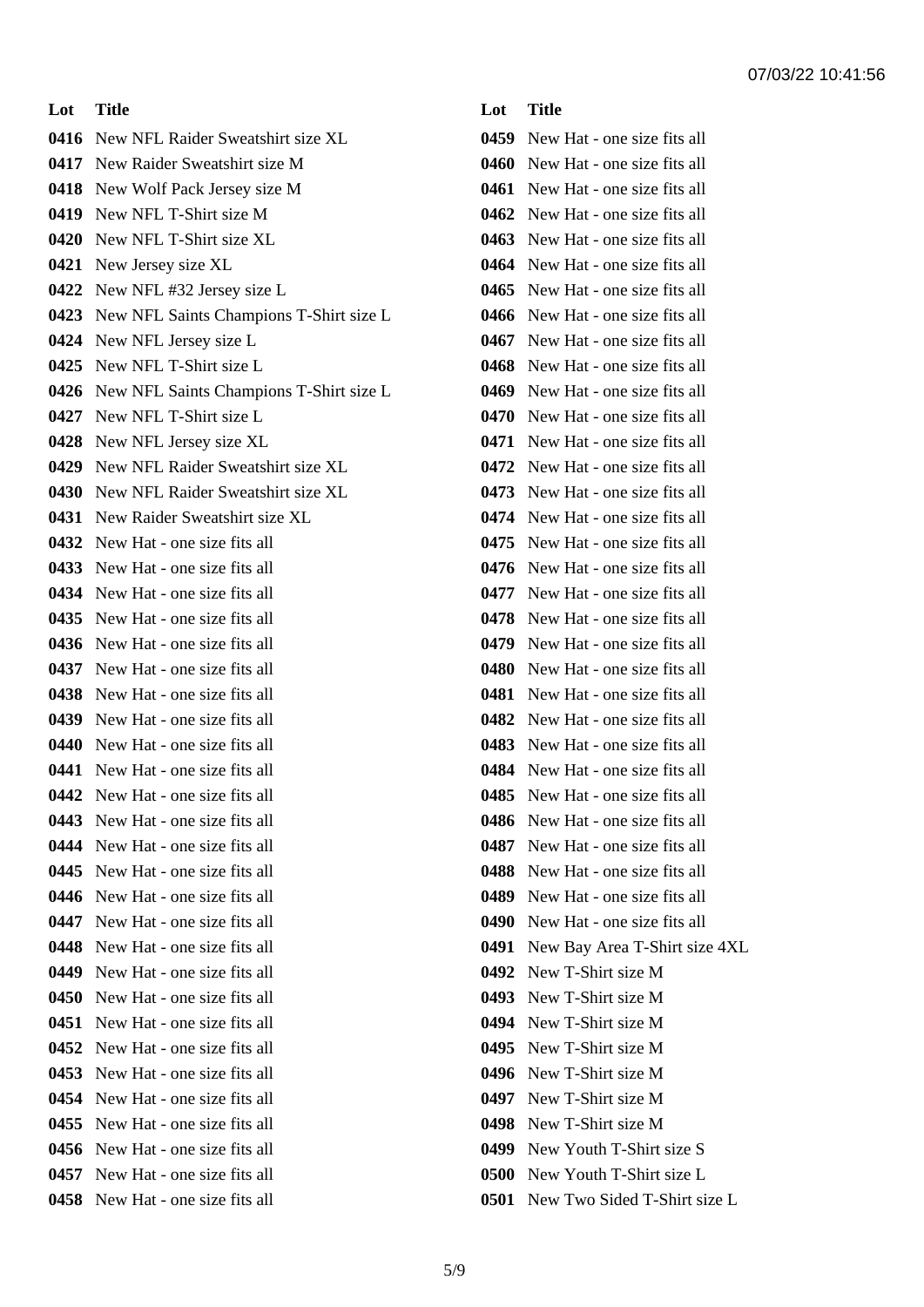07/03/22 10:41:56

| Lot | Title |
|---|---|
| 0416 | New NFL Raider Sweatshirt size XL |
| 0417 | New Raider Sweatshirt size M |
| 0418 | New Wolf Pack Jersey size M |
| 0419 | New NFL T-Shirt size M |
| 0420 | New NFL T-Shirt size XL |
| 0421 | New Jersey size XL |
| 0422 | New NFL #32 Jersey size L |
| 0423 | New NFL Saints Champions T-Shirt size L |
| 0424 | New NFL Jersey size L |
| 0425 | New NFL T-Shirt size L |
| 0426 | New NFL Saints Champions T-Shirt size L |
| 0427 | New NFL T-Shirt size L |
| 0428 | New NFL Jersey size XL |
| 0429 | New NFL Raider Sweatshirt size XL |
| 0430 | New NFL Raider Sweatshirt size XL |
| 0431 | New Raider Sweatshirt size XL |
| 0432 | New Hat - one size fits all |
| 0433 | New Hat - one size fits all |
| 0434 | New Hat - one size fits all |
| 0435 | New Hat - one size fits all |
| 0436 | New Hat - one size fits all |
| 0437 | New Hat - one size fits all |
| 0438 | New Hat - one size fits all |
| 0439 | New Hat - one size fits all |
| 0440 | New Hat - one size fits all |
| 0441 | New Hat - one size fits all |
| 0442 | New Hat - one size fits all |
| 0443 | New Hat - one size fits all |
| 0444 | New Hat - one size fits all |
| 0445 | New Hat - one size fits all |
| 0446 | New Hat - one size fits all |
| 0447 | New Hat - one size fits all |
| 0448 | New Hat - one size fits all |
| 0449 | New Hat - one size fits all |
| 0450 | New Hat - one size fits all |
| 0451 | New Hat - one size fits all |
| 0452 | New Hat - one size fits all |
| 0453 | New Hat - one size fits all |
| 0454 | New Hat - one size fits all |
| 0455 | New Hat - one size fits all |
| 0456 | New Hat - one size fits all |
| 0457 | New Hat - one size fits all |
| 0458 | New Hat - one size fits all |
| 0459 | New Hat - one size fits all |
| 0460 | New Hat - one size fits all |
| 0461 | New Hat - one size fits all |
| 0462 | New Hat - one size fits all |
| 0463 | New Hat - one size fits all |
| 0464 | New Hat - one size fits all |
| 0465 | New Hat - one size fits all |
| 0466 | New Hat - one size fits all |
| 0467 | New Hat - one size fits all |
| 0468 | New Hat - one size fits all |
| 0469 | New Hat - one size fits all |
| 0470 | New Hat - one size fits all |
| 0471 | New Hat - one size fits all |
| 0472 | New Hat - one size fits all |
| 0473 | New Hat - one size fits all |
| 0474 | New Hat - one size fits all |
| 0475 | New Hat - one size fits all |
| 0476 | New Hat - one size fits all |
| 0477 | New Hat - one size fits all |
| 0478 | New Hat - one size fits all |
| 0479 | New Hat - one size fits all |
| 0480 | New Hat - one size fits all |
| 0481 | New Hat - one size fits all |
| 0482 | New Hat - one size fits all |
| 0483 | New Hat - one size fits all |
| 0484 | New Hat - one size fits all |
| 0485 | New Hat - one size fits all |
| 0486 | New Hat - one size fits all |
| 0487 | New Hat - one size fits all |
| 0488 | New Hat - one size fits all |
| 0489 | New Hat - one size fits all |
| 0490 | New Hat - one size fits all |
| 0491 | New Bay Area T-Shirt size 4XL |
| 0492 | New T-Shirt size M |
| 0493 | New T-Shirt size M |
| 0494 | New T-Shirt size M |
| 0495 | New T-Shirt size M |
| 0496 | New T-Shirt size M |
| 0497 | New T-Shirt size M |
| 0498 | New T-Shirt size M |
| 0499 | New Youth T-Shirt size S |
| 0500 | New Youth T-Shirt size L |
| 0501 | New Two Sided T-Shirt size L |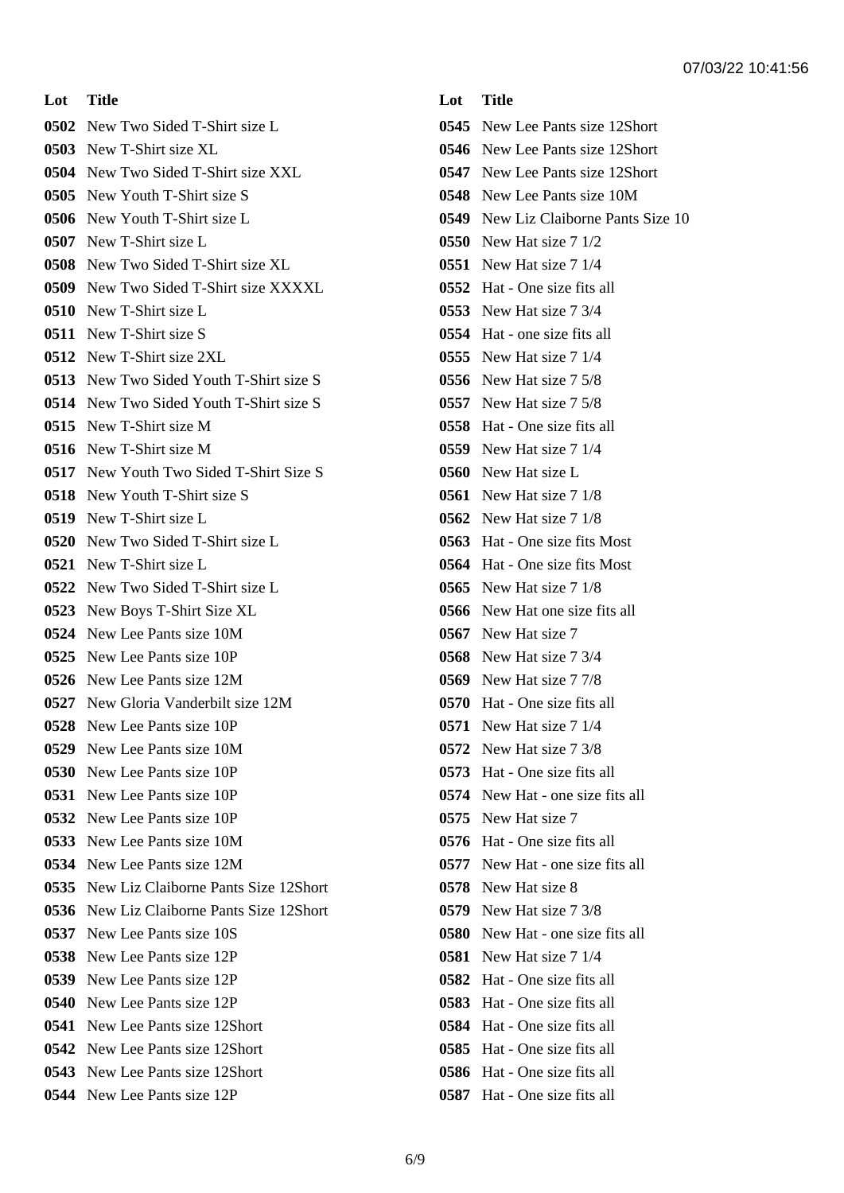| Lot | Title |
|---|---|
| 0502 | New Two Sided T-Shirt size L |
| 0503 | New T-Shirt size XL |
| 0504 | New Two Sided T-Shirt size XXL |
| 0505 | New Youth T-Shirt size S |
| 0506 | New Youth T-Shirt size L |
| 0507 | New T-Shirt size L |
| 0508 | New Two Sided T-Shirt size XL |
| 0509 | New Two Sided T-Shirt size XXXXL |
| 0510 | New T-Shirt size L |
| 0511 | New T-Shirt size S |
| 0512 | New T-Shirt size 2XL |
| 0513 | New Two Sided Youth T-Shirt size S |
| 0514 | New Two Sided Youth T-Shirt size S |
| 0515 | New T-Shirt size M |
| 0516 | New T-Shirt size M |
| 0517 | New Youth Two Sided T-Shirt Size S |
| 0518 | New Youth T-Shirt size S |
| 0519 | New T-Shirt size L |
| 0520 | New Two Sided T-Shirt size L |
| 0521 | New T-Shirt size L |
| 0522 | New Two Sided T-Shirt size L |
| 0523 | New Boys T-Shirt Size XL |
| 0524 | New Lee Pants size 10M |
| 0525 | New Lee Pants size 10P |
| 0526 | New Lee Pants size 12M |
| 0527 | New Gloria Vanderbilt size 12M |
| 0528 | New Lee Pants size 10P |
| 0529 | New Lee Pants size 10M |
| 0530 | New Lee Pants size 10P |
| 0531 | New Lee Pants size 10P |
| 0532 | New Lee Pants size 10P |
| 0533 | New Lee Pants size 10M |
| 0534 | New Lee Pants size 12M |
| 0535 | New Liz Claiborne Pants Size 12Short |
| 0536 | New Liz Claiborne Pants Size 12Short |
| 0537 | New Lee Pants size 10S |
| 0538 | New Lee Pants size 12P |
| 0539 | New Lee Pants size 12P |
| 0540 | New Lee Pants size 12P |
| 0541 | New Lee Pants size 12Short |
| 0542 | New Lee Pants size 12Short |
| 0543 | New Lee Pants size 12Short |
| 0544 | New Lee Pants size 12P |
| 0545 | New Lee Pants size 12Short |
| 0546 | New Lee Pants size 12Short |
| 0547 | New Lee Pants size 12Short |
| 0548 | New Lee Pants size 10M |
| 0549 | New Liz Claiborne Pants Size 10 |
| 0550 | New Hat size 7 1/2 |
| 0551 | New Hat size 7 1/4 |
| 0552 | Hat - One size fits all |
| 0553 | New Hat size 7 3/4 |
| 0554 | Hat - one size fits all |
| 0555 | New Hat size 7 1/4 |
| 0556 | New Hat size 7 5/8 |
| 0557 | New Hat size 7 5/8 |
| 0558 | Hat - One size fits all |
| 0559 | New Hat size 7 1/4 |
| 0560 | New Hat size L |
| 0561 | New Hat size 7 1/8 |
| 0562 | New Hat size 7 1/8 |
| 0563 | Hat - One size fits Most |
| 0564 | Hat - One size fits Most |
| 0565 | New Hat size 7 1/8 |
| 0566 | New Hat one size fits all |
| 0567 | New Hat size 7 |
| 0568 | New Hat size 7 3/4 |
| 0569 | New Hat size 7 7/8 |
| 0570 | Hat - One size fits all |
| 0571 | New Hat size 7 1/4 |
| 0572 | New Hat size 7 3/8 |
| 0573 | Hat - One size fits all |
| 0574 | New Hat - one size fits all |
| 0575 | New Hat size 7 |
| 0576 | Hat - One size fits all |
| 0577 | New Hat - one size fits all |
| 0578 | New Hat size 8 |
| 0579 | New Hat size 7 3/8 |
| 0580 | New Hat - one size fits all |
| 0581 | New Hat size 7 1/4 |
| 0582 | Hat - One size fits all |
| 0583 | Hat - One size fits all |
| 0584 | Hat - One size fits all |
| 0585 | Hat - One size fits all |
| 0586 | Hat - One size fits all |
| 0587 | Hat - One size fits all |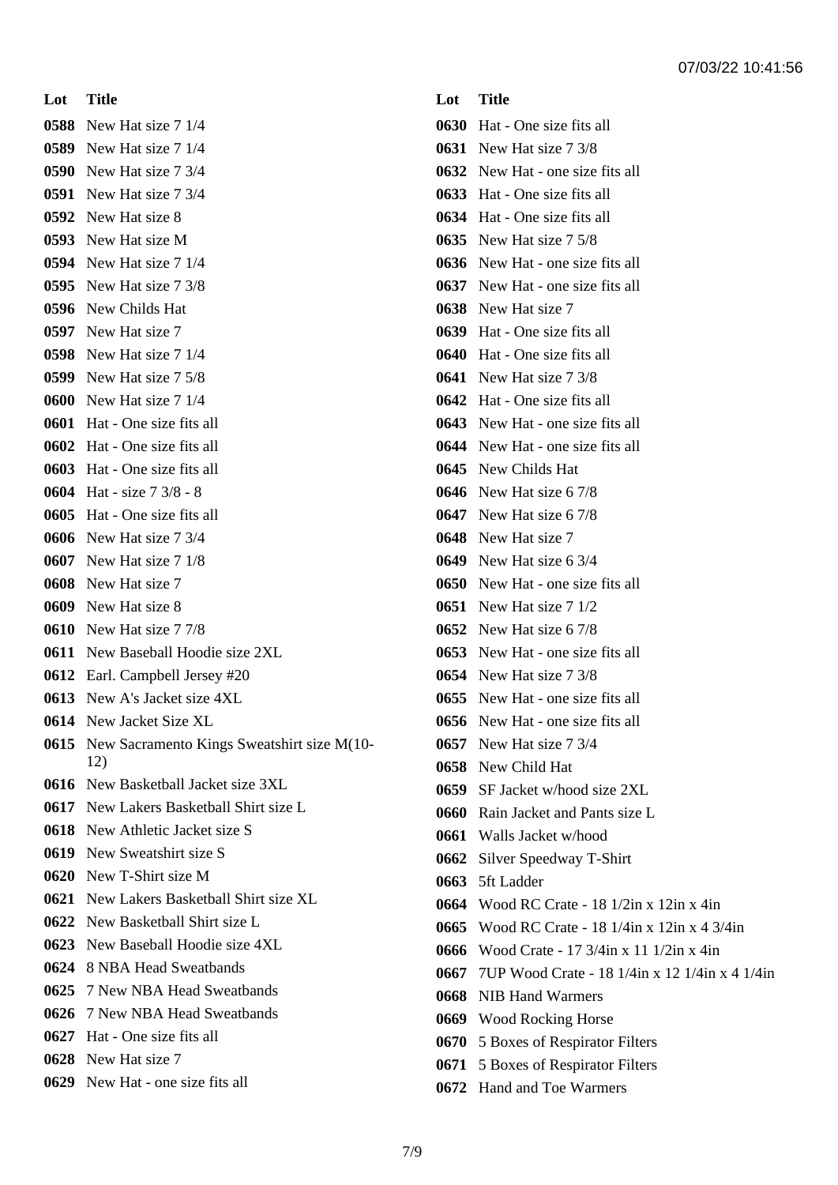| Lot | Title |
| --- | --- |
| 0588 | New Hat size 7 1/4 |
| 0589 | New Hat size 7 1/4 |
| 0590 | New Hat size 7 3/4 |
| 0591 | New Hat size 7 3/4 |
| 0592 | New Hat size 8 |
| 0593 | New Hat size M |
| 0594 | New Hat size 7 1/4 |
| 0595 | New Hat size 7 3/8 |
| 0596 | New Childs Hat |
| 0597 | New Hat size 7 |
| 0598 | New Hat size 7 1/4 |
| 0599 | New Hat size 7 5/8 |
| 0600 | New Hat size 7 1/4 |
| 0601 | Hat - One size fits all |
| 0602 | Hat - One size fits all |
| 0603 | Hat - One size fits all |
| 0604 | Hat - size 7 3/8 - 8 |
| 0605 | Hat - One size fits all |
| 0606 | New Hat size 7 3/4 |
| 0607 | New Hat size 7 1/8 |
| 0608 | New Hat size 7 |
| 0609 | New Hat size 8 |
| 0610 | New Hat size 7 7/8 |
| 0611 | New Baseball Hoodie size 2XL |
| 0612 | Earl. Campbell Jersey #20 |
| 0613 | New A's Jacket size 4XL |
| 0614 | New Jacket Size XL |
| 0615 | New Sacramento Kings Sweatshirt size M(10-12) |
| 0616 | New Basketball Jacket size 3XL |
| 0617 | New Lakers Basketball Shirt size L |
| 0618 | New Athletic Jacket size S |
| 0619 | New Sweatshirt size S |
| 0620 | New T-Shirt size M |
| 0621 | New Lakers Basketball Shirt size XL |
| 0622 | New Basketball Shirt size L |
| 0623 | New Baseball Hoodie size 4XL |
| 0624 | 8 NBA Head Sweatbands |
| 0625 | 7 New NBA Head Sweatbands |
| 0626 | 7 New NBA Head Sweatbands |
| 0627 | Hat - One size fits all |
| 0628 | New Hat size 7 |
| 0629 | New Hat - one size fits all |
| 0630 | Hat - One size fits all |
| 0631 | New Hat size 7 3/8 |
| 0632 | New Hat - one size fits all |
| 0633 | Hat - One size fits all |
| 0634 | Hat - One size fits all |
| 0635 | New Hat size 7 5/8 |
| 0636 | New Hat - one size fits all |
| 0637 | New Hat - one size fits all |
| 0638 | New Hat size 7 |
| 0639 | Hat - One size fits all |
| 0640 | Hat - One size fits all |
| 0641 | New Hat size 7 3/8 |
| 0642 | Hat - One size fits all |
| 0643 | New Hat - one size fits all |
| 0644 | New Hat - one size fits all |
| 0645 | New Childs Hat |
| 0646 | New Hat size 6 7/8 |
| 0647 | New Hat size 6 7/8 |
| 0648 | New Hat size 7 |
| 0649 | New Hat size 6 3/4 |
| 0650 | New Hat - one size fits all |
| 0651 | New Hat size 7 1/2 |
| 0652 | New Hat size 6 7/8 |
| 0653 | New Hat - one size fits all |
| 0654 | New Hat size 7 3/8 |
| 0655 | New Hat - one size fits all |
| 0656 | New Hat - one size fits all |
| 0657 | New Hat size 7 3/4 |
| 0658 | New Child Hat |
| 0659 | SF Jacket w/hood size 2XL |
| 0660 | Rain Jacket and Pants size L |
| 0661 | Walls Jacket w/hood |
| 0662 | Silver Speedway T-Shirt |
| 0663 | 5ft Ladder |
| 0664 | Wood RC Crate - 18 1/2in x 12in x 4in |
| 0665 | Wood RC Crate - 18 1/4in x 12in x 4 3/4in |
| 0666 | Wood Crate - 17 3/4in x 11 1/2in x 4in |
| 0667 | 7UP Wood Crate - 18 1/4in x 12 1/4in x 4 1/4in |
| 0668 | NIB Hand Warmers |
| 0669 | Wood Rocking Horse |
| 0670 | 5 Boxes of Respirator Filters |
| 0671 | 5 Boxes of Respirator Filters |
| 0672 | Hand and Toe Warmers |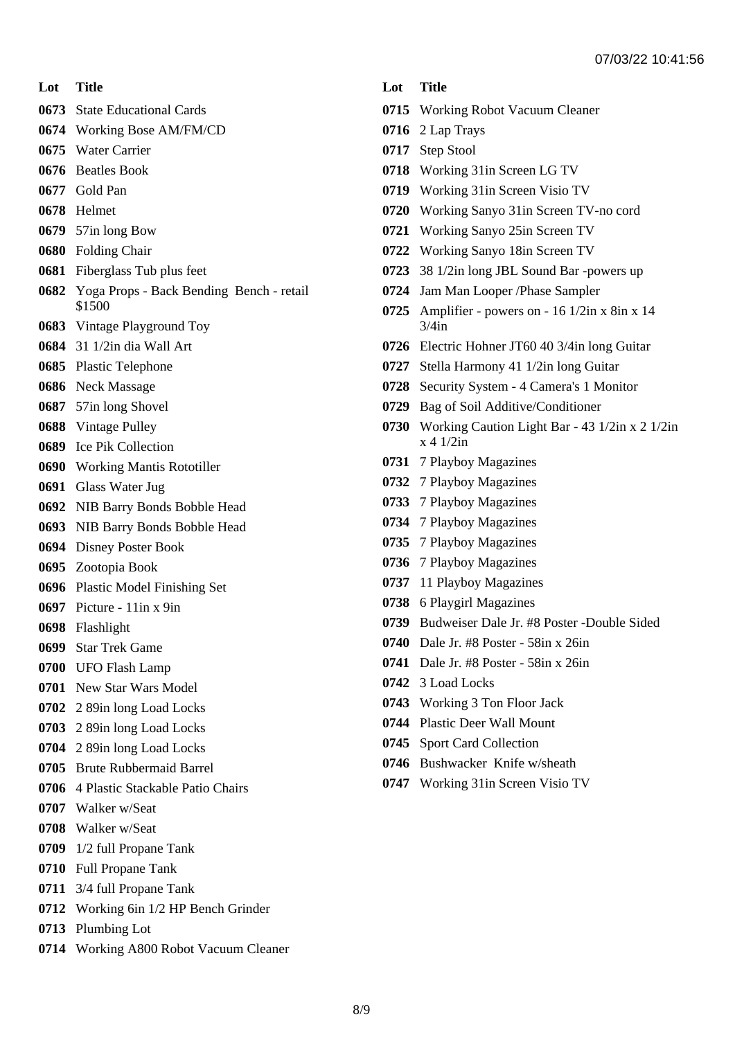| Lot | Title |
| --- | --- |
| 0673 | State Educational Cards |
| 0674 | Working Bose AM/FM/CD |
| 0675 | Water Carrier |
| 0676 | Beatles Book |
| 0677 | Gold Pan |
| 0678 | Helmet |
| 0679 | 57in long Bow |
| 0680 | Folding Chair |
| 0681 | Fiberglass Tub plus feet |
| 0682 | Yoga Props - Back Bending Bench - retail $1500 |
| 0683 | Vintage Playground Toy |
| 0684 | 31 1/2in dia Wall Art |
| 0685 | Plastic Telephone |
| 0686 | Neck Massage |
| 0687 | 57in long Shovel |
| 0688 | Vintage Pulley |
| 0689 | Ice Pik Collection |
| 0690 | Working Mantis Rototiller |
| 0691 | Glass Water Jug |
| 0692 | NIB Barry Bonds Bobble Head |
| 0693 | NIB Barry Bonds Bobble Head |
| 0694 | Disney Poster Book |
| 0695 | Zootopia Book |
| 0696 | Plastic Model Finishing Set |
| 0697 | Picture - 11in x 9in |
| 0698 | Flashlight |
| 0699 | Star Trek Game |
| 0700 | UFO Flash Lamp |
| 0701 | New Star Wars Model |
| 0702 | 2 89in long Load Locks |
| 0703 | 2 89in long Load Locks |
| 0704 | 2 89in long Load Locks |
| 0705 | Brute Rubbermaid Barrel |
| 0706 | 4 Plastic Stackable Patio Chairs |
| 0707 | Walker w/Seat |
| 0708 | Walker w/Seat |
| 0709 | 1/2 full Propane Tank |
| 0710 | Full Propane Tank |
| 0711 | 3/4 full Propane Tank |
| 0712 | Working 6in 1/2 HP Bench Grinder |
| 0713 | Plumbing Lot |
| 0714 | Working A800 Robot Vacuum Cleaner |
| 0715 | Working Robot Vacuum Cleaner |
| 0716 | 2 Lap Trays |
| 0717 | Step Stool |
| 0718 | Working 31in Screen LG TV |
| 0719 | Working 31in Screen Visio TV |
| 0720 | Working Sanyo 31in Screen TV-no cord |
| 0721 | Working Sanyo 25in Screen TV |
| 0722 | Working Sanyo 18in Screen TV |
| 0723 | 38 1/2in long JBL Sound Bar -powers up |
| 0724 | Jam Man Looper /Phase Sampler |
| 0725 | Amplifier - powers on - 16 1/2in x 8in x 14 3/4in |
| 0726 | Electric Hohner JT60 40 3/4in long Guitar |
| 0727 | Stella Harmony 41 1/2in long Guitar |
| 0728 | Security System - 4 Camera's 1 Monitor |
| 0729 | Bag of Soil Additive/Conditioner |
| 0730 | Working Caution Light Bar - 43 1/2in x 2 1/2in x 4 1/2in |
| 0731 | 7 Playboy Magazines |
| 0732 | 7 Playboy Magazines |
| 0733 | 7 Playboy Magazines |
| 0734 | 7 Playboy Magazines |
| 0735 | 7 Playboy Magazines |
| 0736 | 7 Playboy Magazines |
| 0737 | 11 Playboy Magazines |
| 0738 | 6 Playgirl Magazines |
| 0739 | Budweiser Dale Jr. #8 Poster -Double Sided |
| 0740 | Dale Jr. #8 Poster - 58in x 26in |
| 0741 | Dale Jr. #8 Poster - 58in x 26in |
| 0742 | 3 Load Locks |
| 0743 | Working 3 Ton Floor Jack |
| 0744 | Plastic Deer Wall Mount |
| 0745 | Sport Card Collection |
| 0746 | Bushwacker Knife w/sheath |
| 0747 | Working 31in Screen Visio TV |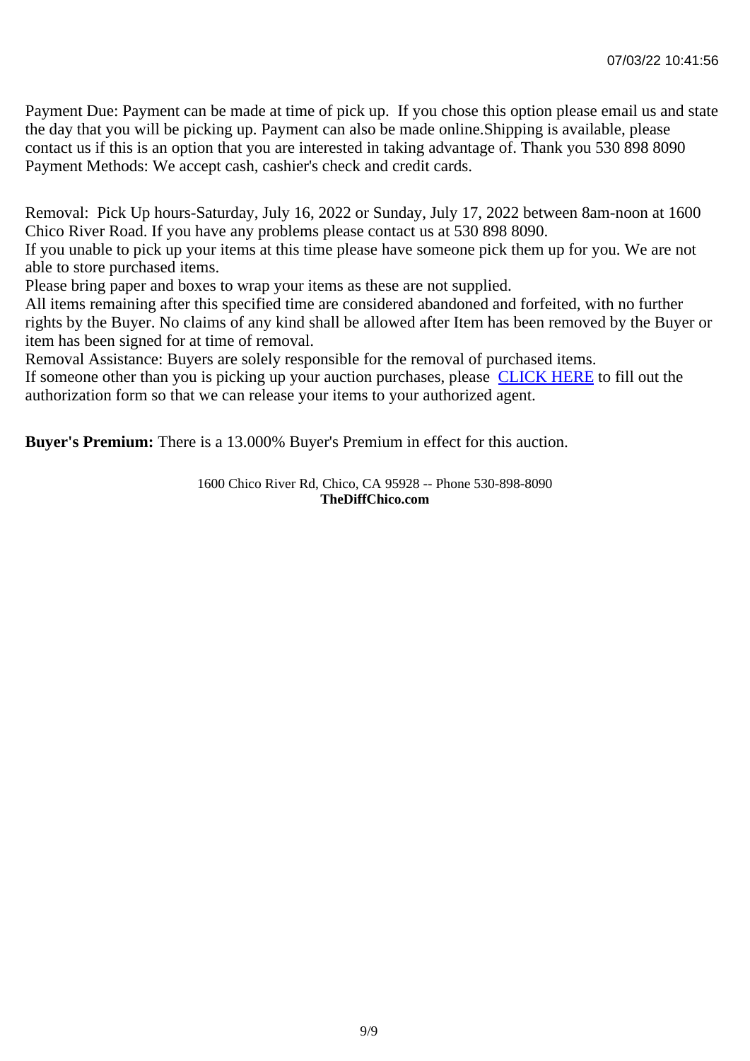Payment Due: Payment can be made at time of pick up. If you chose this option please email us and state the day that you will be picking up. Payment can also be made online.Shipping is available, please contact us if this is an option that you are interested in taking advantage of. Thank you 530 898 8090
Payment Methods: We accept cash, cashier's check and credit cards.

Removal: Pick Up hours-Saturday, July 16, 2022 or Sunday, July 17, 2022 between 8am-noon at 1600 Chico River Road. If you have any problems please contact us at 530 898 8090.
If you unable to pick up your items at this time please have someone pick them up for you. We are not able to store purchased items.
Please bring paper and boxes to wrap your items as these are not supplied.
All items remaining after this specified time are considered abandoned and forfeited, with no further rights by the Buyer. No claims of any kind shall be allowed after Item has been removed by the Buyer or item has been signed for at time of removal.
Removal Assistance: Buyers are solely responsible for the removal of purchased items.
If someone other than you is picking up your auction purchases, please CLICK HERE to fill out the authorization form so that we can release your items to your authorized agent.

**Buyer's Premium:** There is a 13.000% Buyer's Premium in effect for this auction.

1600 Chico River Rd, Chico, CA 95928 -- Phone 530-898-8090
**TheDiffChico.com**